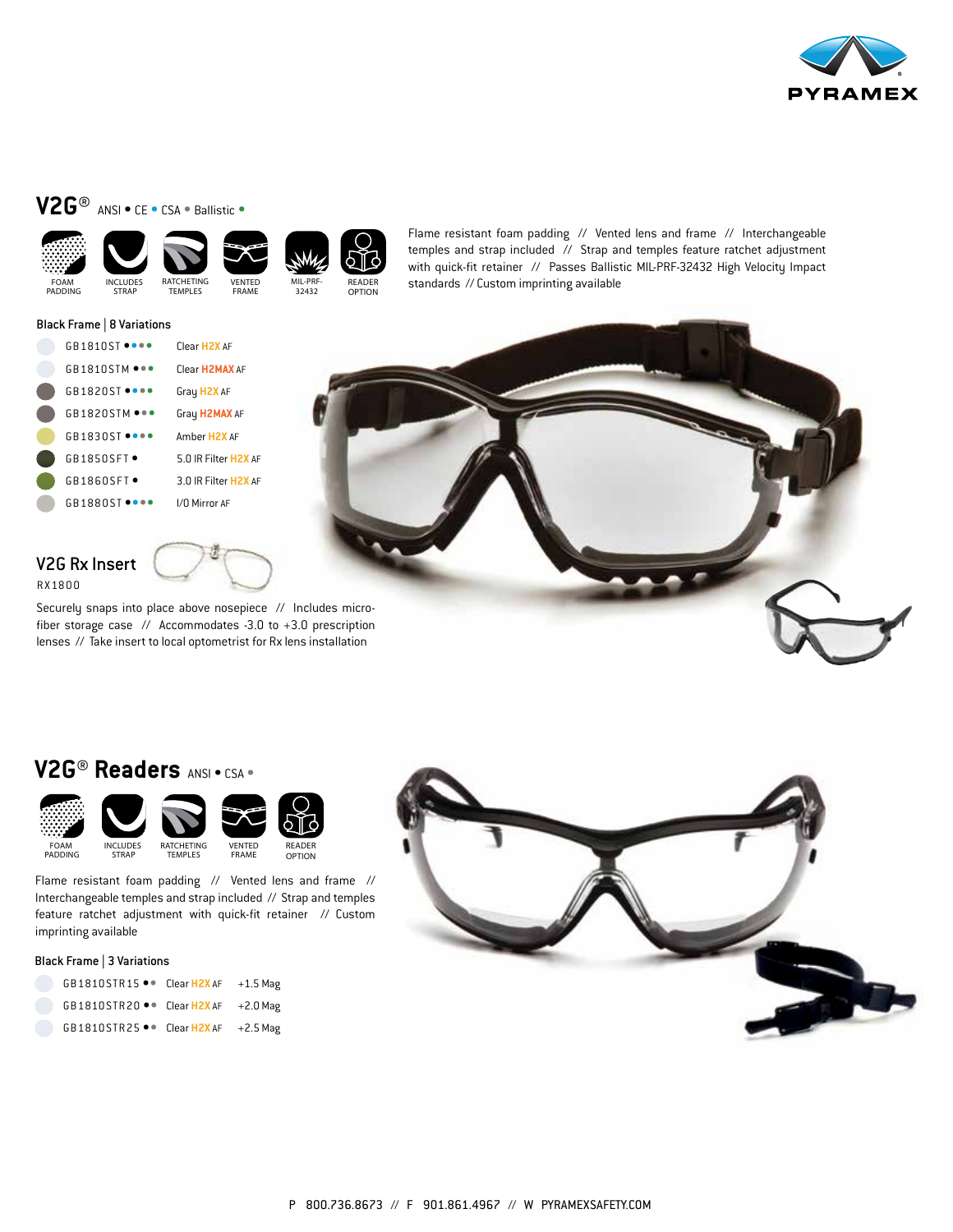PYRAMEX

## V2G® ANSI • CE • CSA • Ballistic •

FOAM PADDING | INCLUDES STRAP | RATCHETING TEMPLES | VENTED FRAME | MIL-PRF-32432 | READER OPTION

Flame resistant foam padding // Vented lens and frame // Interchangeable temples and strap included // Strap and temples feature ratchet adjustment with quick-fit retainer // Passes Ballistic MIL-PRF-32432 High Velocity Impact standards // Custom imprinting available

**Black Frame | 8 Variations**

| Part # | Lens |
|---|---|
| GB1810ST •••• | Clear H2X AF |
| GB1810STM ••• | Clear H2MAX AF |
| GB1820ST •••• | Gray H2X AF |
| GB1820STM ••• | Gray H2MAX AF |
| GB1830ST •••• | Amber H2X AF |
| GB1850SFT • | 5.0 IR Filter H2X AF |
| GB1860SFT • | 3.0 IR Filter H2X AF |
| GB1880ST •••• | I/O Mirror AF |

### V2G Rx Insert

RX1800

Securely snaps into place above nosepiece // Includes micro-fiber storage case // Accommodates -3.0 to +3.0 prescription lenses // Take insert to local optometrist for Rx lens installation

## V2G® Readers ANSI • CSA •

FOAM PADDING | INCLUDES STRAP | RATCHETING TEMPLES | VENTED FRAME | READER OPTION

Flame resistant foam padding // Vented lens and frame // Interchangeable temples and strap included // Strap and temples feature ratchet adjustment with quick-fit retainer // Custom imprinting available

**Black Frame | 3 Variations**

| Part # | Lens | Magnification |
|---|---|---|
| GB1810STR15 •• | Clear H2X AF | +1.5 Mag |
| GB1810STR20 •• | Clear H2X AF | +2.0 Mag |
| GB1810STR25 •• | Clear H2X AF | +2.5 Mag |

P 800.736.8673 // F 901.861.4967 // W PYRAMEXSAFETY.COM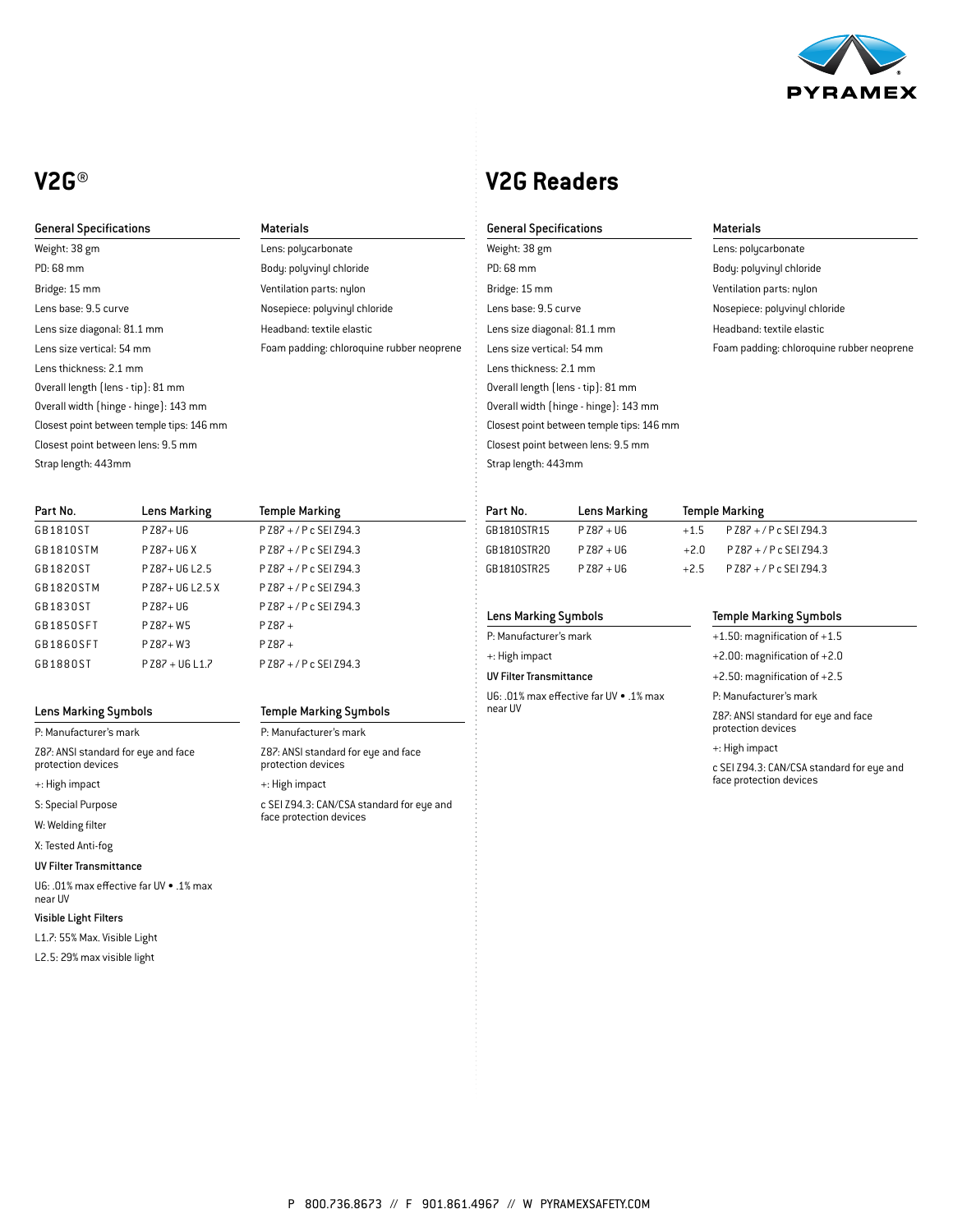## V2G®

### General Specifications

Weight: 38 gm

PD: 68 mm

Bridge: 15 mm

Lens base: 9.5 curve

Lens size diagonal: 81.1 mm

Lens size vertical: 54 mm

Lens thickness: 2.1 mm

Overall length (lens - tip): 81 mm

Overall width (hinge - hinge): 143 mm

Closest point between temple tips: 146 mm

Closest point between lens: 9.5 mm

Strap length: 443mm

### Materials

Lens: polycarbonate

Body: polyvinyl chloride

Ventilation parts: nylon

Nosepiece: polyvinyl chloride

Headband: textile elastic

Foam padding: chloroquine rubber neoprene

| Part No. | Lens Marking | Temple Marking |
|---|---|---|
| GB1810ST | P Z87+ U6 | P Z87 + / P c SEI Z94.3 |
| GB1810STM | P Z87+ U6 X | P Z87 + / P c SEI Z94.3 |
| GB1820ST | P Z87+ U6 L2.5 | P Z87 + / P c SEI Z94.3 |
| GB1820STM | P Z87+ U6 L2.5 X | P Z87 + / P c SEI Z94.3 |
| GB1830ST | P Z87+ U6 | P Z87 + / P c SEI Z94.3 |
| GB1850SFT | P Z87+ W5 | P Z87 + |
| GB1860SFT | P Z87+ W3 | P Z87 + |
| GB1880ST | P Z87 + U6 L1.7 | P Z87 + / P c SEI Z94.3 |

### Lens Marking Symbols

P: Manufacturer's mark

Z87: ANSI standard for eye and face protection devices

+: High impact

S: Special Purpose

W: Welding filter

X: Tested Anti-fog

**UV Filter Transmittance**

U6: .01% max effective far UV • .1% max near UV

**Visible Light Filters**

L1.7: 55% Max. Visible Light

L2.5: 29% max visible light

### Temple Marking Symbols

P: Manufacturer's mark

Z87: ANSI standard for eye and face protection devices

+: High impact

c SEI Z94.3: CAN/CSA standard for eye and face protection devices

## V2G Readers

### General Specifications

Weight: 38 gm

PD: 68 mm

Bridge: 15 mm

Lens base: 9.5 curve

Lens size diagonal: 81.1 mm

Lens size vertical: 54 mm

Lens thickness: 2.1 mm

Overall length (lens - tip): 81 mm

Overall width (hinge - hinge): 143 mm

Closest point between temple tips: 146 mm

Closest point between lens: 9.5 mm

Strap length: 443mm

### Materials

Lens: polycarbonate

Body: polyvinyl chloride

Ventilation parts: nylon

Nosepiece: polyvinyl chloride

Headband: textile elastic

Foam padding: chloroquine rubber neoprene

| Part No. | Lens Marking | Temple Marking | |
|---|---|---|---|
| GB1810STR15 | P Z87 + U6 | +1.5 | P Z87 + / P c SEI Z94.3 |
| GB1810STR20 | P Z87 + U6 | +2.0 | P Z87 + / P c SEI Z94.3 |
| GB1810STR25 | P Z87 + U6 | +2.5 | P Z87 + / P c SEI Z94.3 |

### Lens Marking Symbols

P: Manufacturer's mark

+: High impact

**UV Filter Transmittance**

U6: .01% max effective far UV • .1% max near UV

### Temple Marking Symbols

+1.50: magnification of +1.5

+2.00: magnification of +2.0

+2.50: magnification of +2.5

P: Manufacturer's mark

Z87: ANSI standard for eye and face protection devices

+: High impact

c SEI Z94.3: CAN/CSA standard for eye and face protection devices

P 800.736.8673 // F 901.861.4967 // W PYRAMEXSAFETY.COM